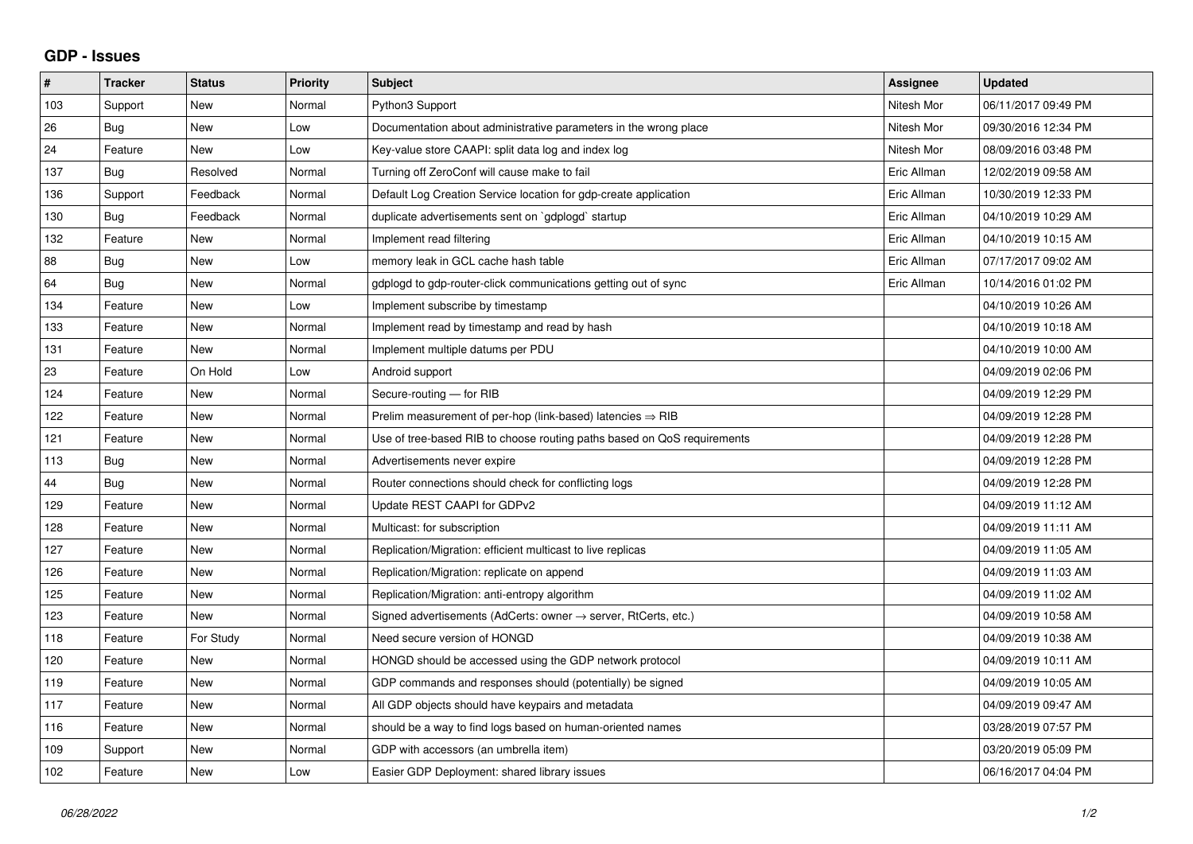## GDP - Issues

| # | Tracker | Status | Priority | Subject | Assignee | Updated |
|---|---|---|---|---|---|---|
| 103 | Support | New | Normal | Python3 Support | Nitesh Mor | 06/11/2017 09:49 PM |
| 26 | Bug | New | Low | Documentation about administrative parameters in the wrong place | Nitesh Mor | 09/30/2016 12:34 PM |
| 24 | Feature | New | Low | Key-value store CAAPI: split data log and index log | Nitesh Mor | 08/09/2016 03:48 PM |
| 137 | Bug | Resolved | Normal | Turning off ZeroConf will cause make to fail | Eric Allman | 12/02/2019 09:58 AM |
| 136 | Support | Feedback | Normal | Default Log Creation Service location for gdp-create application | Eric Allman | 10/30/2019 12:33 PM |
| 130 | Bug | Feedback | Normal | duplicate advertisements sent on `gdplogd` startup | Eric Allman | 04/10/2019 10:29 AM |
| 132 | Feature | New | Normal | Implement read filtering | Eric Allman | 04/10/2019 10:15 AM |
| 88 | Bug | New | Low | memory leak in GCL cache hash table | Eric Allman | 07/17/2017 09:02 AM |
| 64 | Bug | New | Normal | gdplogd to gdp-router-click communications getting out of sync | Eric Allman | 10/14/2016 01:02 PM |
| 134 | Feature | New | Low | Implement subscribe by timestamp | | 04/10/2019 10:26 AM |
| 133 | Feature | New | Normal | Implement read by timestamp and read by hash | | 04/10/2019 10:18 AM |
| 131 | Feature | New | Normal | Implement multiple datums per PDU | | 04/10/2019 10:00 AM |
| 23 | Feature | On Hold | Low | Android support | | 04/09/2019 02:06 PM |
| 124 | Feature | New | Normal | Secure-routing — for RIB | | 04/09/2019 12:29 PM |
| 122 | Feature | New | Normal | Prelim measurement of per-hop (link-based) latencies ⇒ RIB | | 04/09/2019 12:28 PM |
| 121 | Feature | New | Normal | Use of tree-based RIB to choose routing paths based on QoS requirements | | 04/09/2019 12:28 PM |
| 113 | Bug | New | Normal | Advertisements never expire | | 04/09/2019 12:28 PM |
| 44 | Bug | New | Normal | Router connections should check for conflicting logs | | 04/09/2019 12:28 PM |
| 129 | Feature | New | Normal | Update REST CAAPI for GDPv2 | | 04/09/2019 11:12 AM |
| 128 | Feature | New | Normal | Multicast: for subscription | | 04/09/2019 11:11 AM |
| 127 | Feature | New | Normal | Replication/Migration: efficient multicast to live replicas | | 04/09/2019 11:05 AM |
| 126 | Feature | New | Normal | Replication/Migration: replicate on append | | 04/09/2019 11:03 AM |
| 125 | Feature | New | Normal | Replication/Migration: anti-entropy algorithm | | 04/09/2019 11:02 AM |
| 123 | Feature | New | Normal | Signed advertisements (AdCerts: owner → server, RtCerts, etc.) | | 04/09/2019 10:58 AM |
| 118 | Feature | For Study | Normal | Need secure version of HONGD | | 04/09/2019 10:38 AM |
| 120 | Feature | New | Normal | HONGD should be accessed using the GDP network protocol | | 04/09/2019 10:11 AM |
| 119 | Feature | New | Normal | GDP commands and responses should (potentially) be signed | | 04/09/2019 10:05 AM |
| 117 | Feature | New | Normal | All GDP objects should have keypairs and metadata | | 04/09/2019 09:47 AM |
| 116 | Feature | New | Normal | should be a way to find logs based on human-oriented names | | 03/28/2019 07:57 PM |
| 109 | Support | New | Normal | GDP with accessors (an umbrella item) | | 03/20/2019 05:09 PM |
| 102 | Feature | New | Low | Easier GDP Deployment: shared library issues | | 06/16/2017 04:04 PM |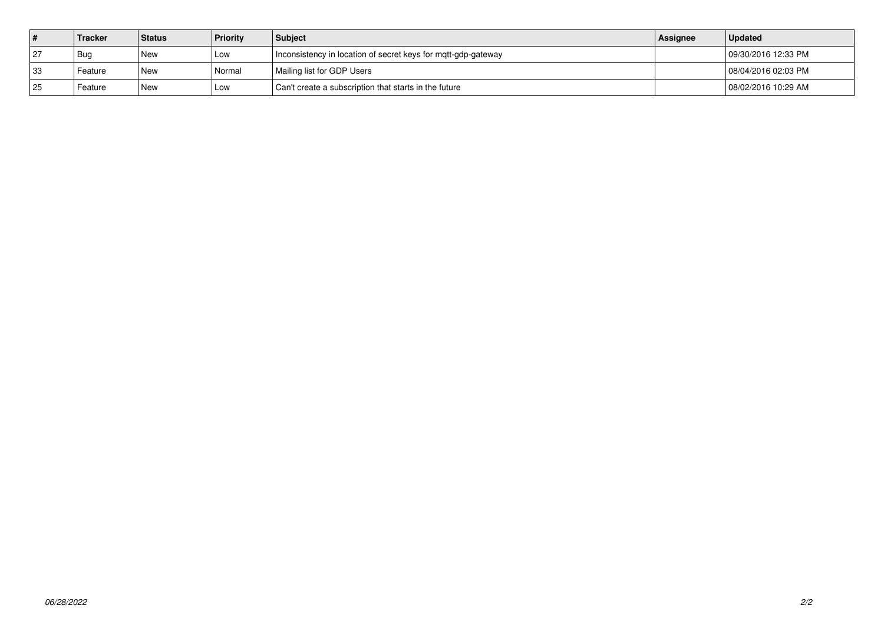| # | Tracker | Status | Priority | Subject | Assignee | Updated |
|---|---|---|---|---|---|---|
| 27 | Bug | New | Low | Inconsistency in location of secret keys for mqtt-gdp-gateway | | 09/30/2016 12:33 PM |
| 33 | Feature | New | Normal | Mailing list for GDP Users | | 08/04/2016 02:03 PM |
| 25 | Feature | New | Low | Can't create a subscription that starts in the future | | 08/02/2016 10:29 AM |